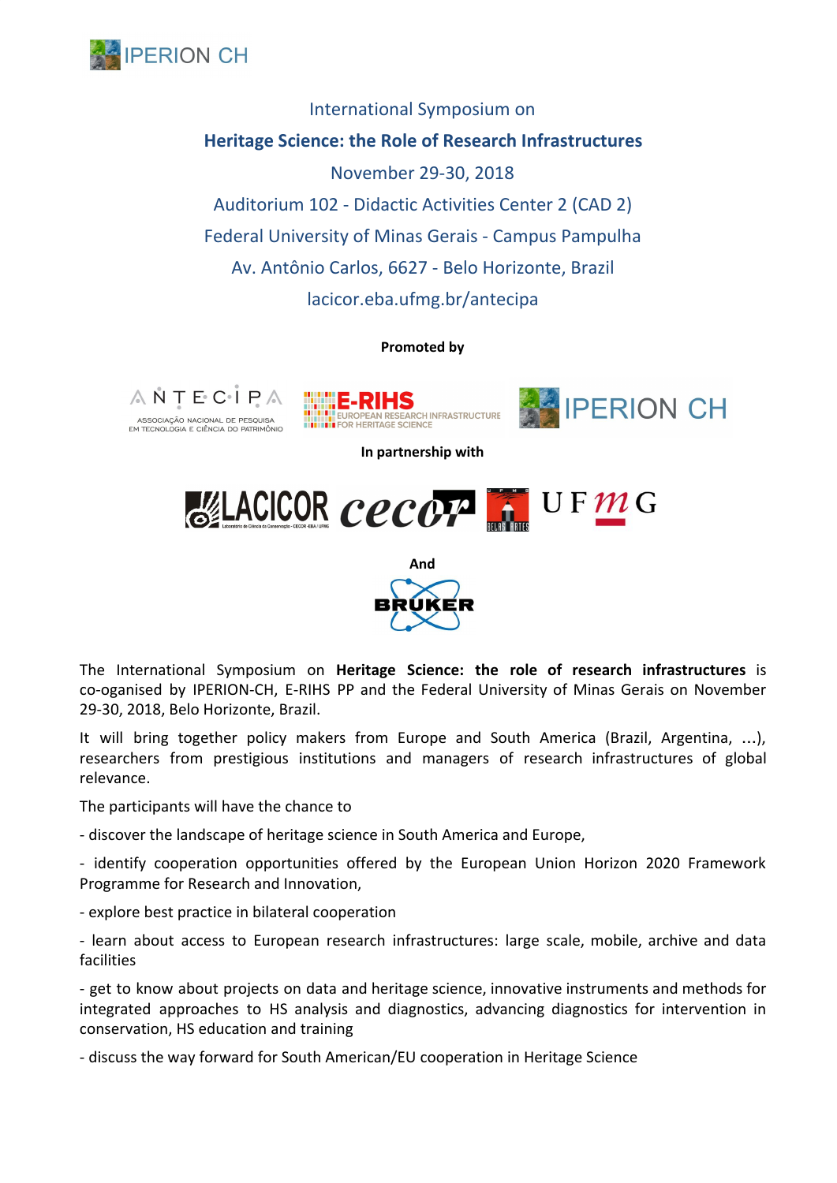International Symposium on

**Heritage Science: the Role of Research Infrastructures**

November 29-30, 2018

Auditorium 102 - Didactic Activities Center 2 (CAD 2)

Federal University of Minas Gerais - Campus Pampulha

Av. Antônio Carlos, 6627 - Belo Horizonte, Brazil

lacicor.eba.ufmg.br/antecipa

**Promoted by**

**In partnership with**

**And**

The International Symposium on **Heritage Science: the role of research infrastructures** is co-organised by IPERION-CH, E-RIHS PP and the Federal University of Minas Gerais on November 29-30, 2018, Belo Horizonte, Brazil.

It will bring together policy makers from Europe and South America (Brazil, Argentina, ...), researchers from prestigious institutions and managers of research infrastructures of global relevance.

The participants will have the chance to

- discover the landscape of heritage science in South America and Europe,
- identify cooperation opportunities offered by the European Union Horizon 2020 Framework Programme for Research and Innovation,
- explore best practice in bilateral cooperation
- learn about access to European research infrastructures: large scale, mobile, archive and data facilities
- get to know about projects on data and heritage science, innovative instruments and methods for integrated approaches to HS analysis and diagnostics, advancing diagnostics for intervention in conservation, HS education and training
- discuss the way forward for South American/EU cooperation in Heritage Science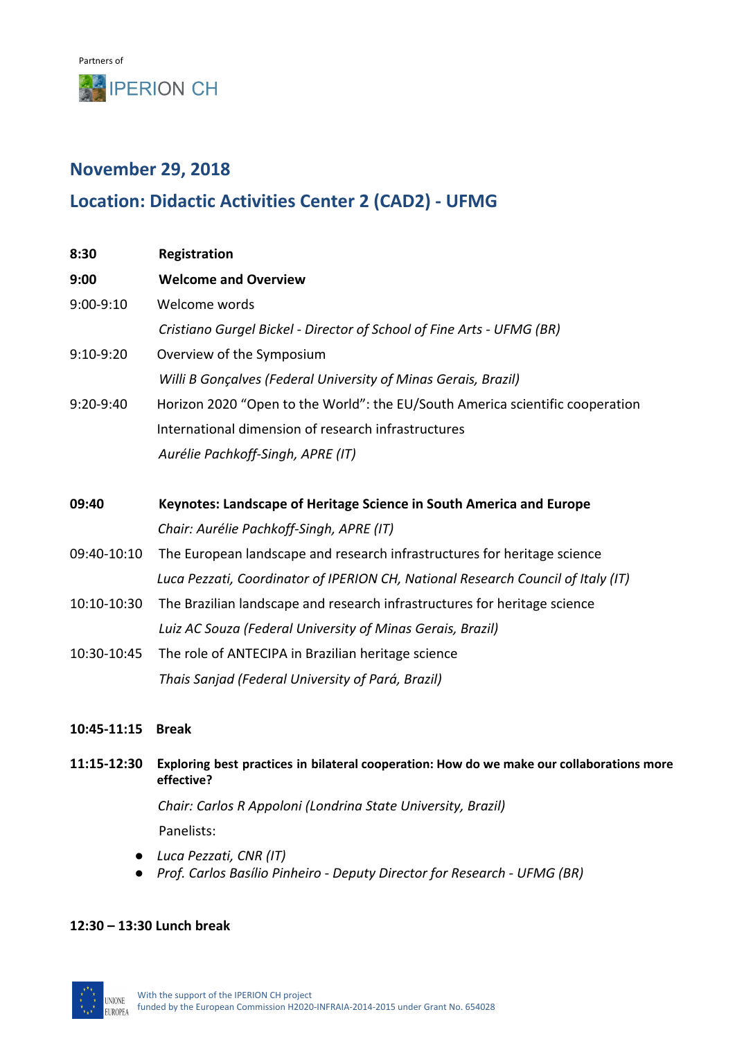Partners of

IPERION CH

## November 29, 2018

## Location: Didactic Activities Center 2 (CAD2) - UFMG

**8:30** **Registration**

**9:00** **Welcome and Overview**

9:00-9:10 Welcome words

*Cristiano Gurgel Bickel - Director of School of Fine Arts - UFMG (BR)*

9:10-9:20 Overview of the Symposium

*Willi B Gonçalves (Federal University of Minas Gerais, Brazil)*

9:20-9:40 Horizon 2020 "Open to the World": the EU/South America scientific cooperation

International dimension of research infrastructures

*Aurélie Pachkoff-Singh, APRE (IT)*

**09:40** **Keynotes: Landscape of Heritage Science in South America and Europe**

*Chair: Aurélie Pachkoff-Singh, APRE (IT)*

09:40-10:10 The European landscape and research infrastructures for heritage science

*Luca Pezzati, Coordinator of IPERION CH, National Research Council of Italy (IT)*

10:10-10:30 The Brazilian landscape and research infrastructures for heritage science

*Luiz AC Souza (Federal University of Minas Gerais, Brazil)*

10:30-10:45 The role of ANTECIPA in Brazilian heritage science

*Thais Sanjad (Federal University of Pará, Brazil)*

**10:45-11:15** **Break**

**11:15-12:30** **Exploring best practices in bilateral cooperation: How do we make our collaborations more effective?**

*Chair: Carlos R Appoloni (Londrina State University, Brazil)*

Panelists:

- *Luca Pezzati, CNR (IT)*
- *Prof. Carlos Basílio Pinheiro - Deputy Director for Research - UFMG (BR)*

**12:30 – 13:30 Lunch break**

UNIONE EUROPEA

With the support of the IPERION CH project funded by the European Commission H2020-INFRAIA-2014-2015 under Grant No. 654028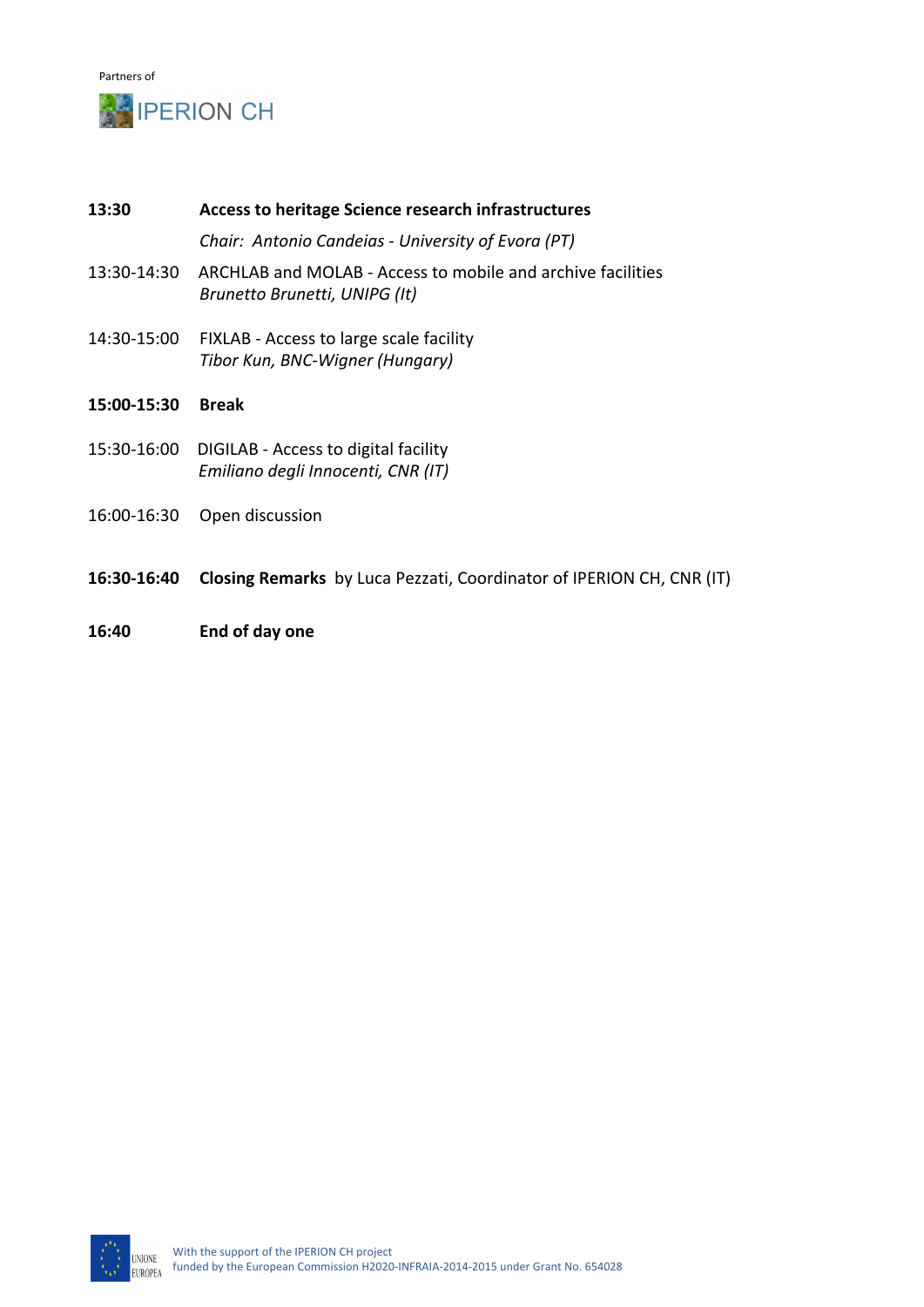**13:30** **Access to heritage Science research infrastructures**

*Chair: Antonio Candeias - University of Evora (PT)*

13:30-14:30 ARCHLAB and MOLAB - Access to mobile and archive facilities
*Brunetto Brunetti, UNIPG (It)*

14:30-15:00 FIXLAB - Access to large scale facility
*Tibor Kun, BNC-Wigner (Hungary)*

**15:00-15:30** **Break**

15:30-16:00 DIGILAB - Access to digital facility
*Emiliano degli Innocenti, CNR (IT)*

16:00-16:30 Open discussion

**16:30-16:40** **Closing Remarks** by Luca Pezzati, Coordinator of IPERION CH, CNR (IT)

**16:40** **End of day one**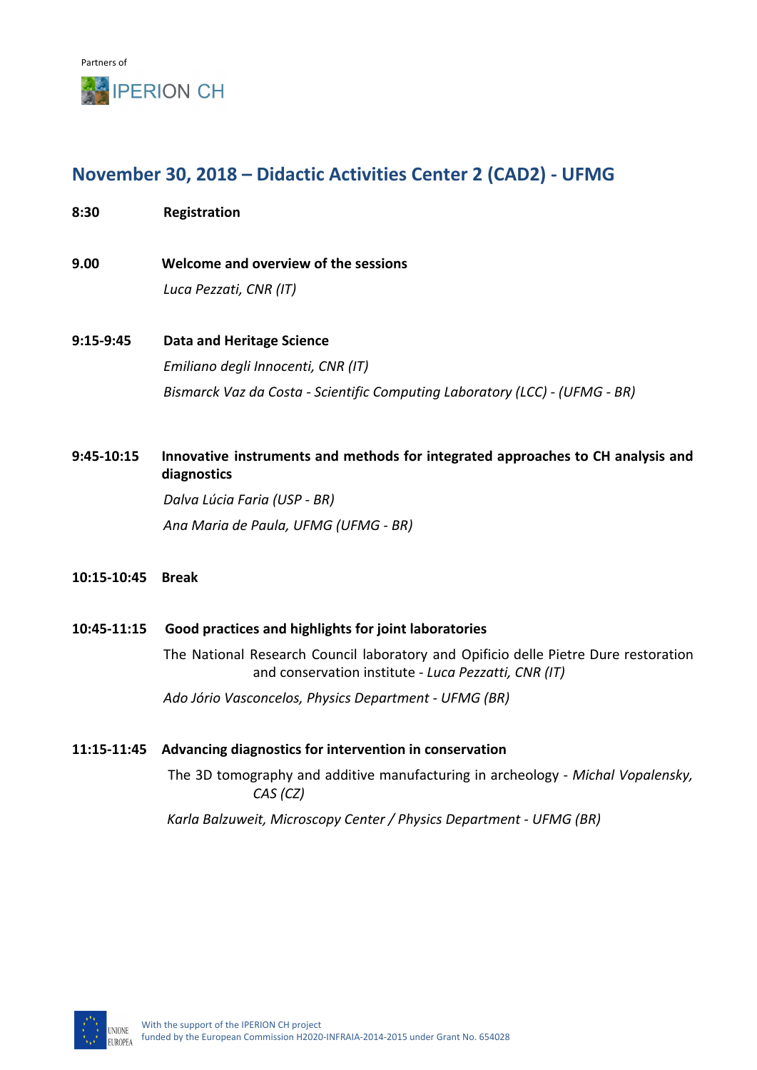Partners of

IPERION CH

## November 30, 2018 – Didactic Activities Center 2 (CAD2) - UFMG

**8:30** **Registration**

**9.00** **Welcome and overview of the sessions**

*Luca Pezzati, CNR (IT)*

**9:15-9:45** **Data and Heritage Science**

*Emiliano degli Innocenti, CNR (IT)*

*Bismarck Vaz da Costa - Scientific Computing Laboratory (LCC) - (UFMG - BR)*

**9:45-10:15** **Innovative instruments and methods for integrated approaches to CH analysis and diagnostics**

*Dalva Lúcia Faria (USP - BR)*

*Ana Maria de Paula, UFMG (UFMG - BR)*

**10:15-10:45** **Break**

**10:45-11:15** **Good practices and highlights for joint laboratories**

The National Research Council laboratory and Opificio delle Pietre Dure restoration and conservation institute - *Luca Pezzatti, CNR (IT)*

*Ado Jório Vasconcelos, Physics Department - UFMG (BR)*

**11:15-11:45** **Advancing diagnostics for intervention in conservation**

The 3D tomography and additive manufacturing in archeology - *Michal Vopalensky, CAS (CZ)*

*Karla Balzuweit, Microscopy Center / Physics Department - UFMG (BR)*

UNIONE EUROPEA

With the support of the IPERION CH project
funded by the European Commission H2020-INFRAIA-2014-2015 under Grant No. 654028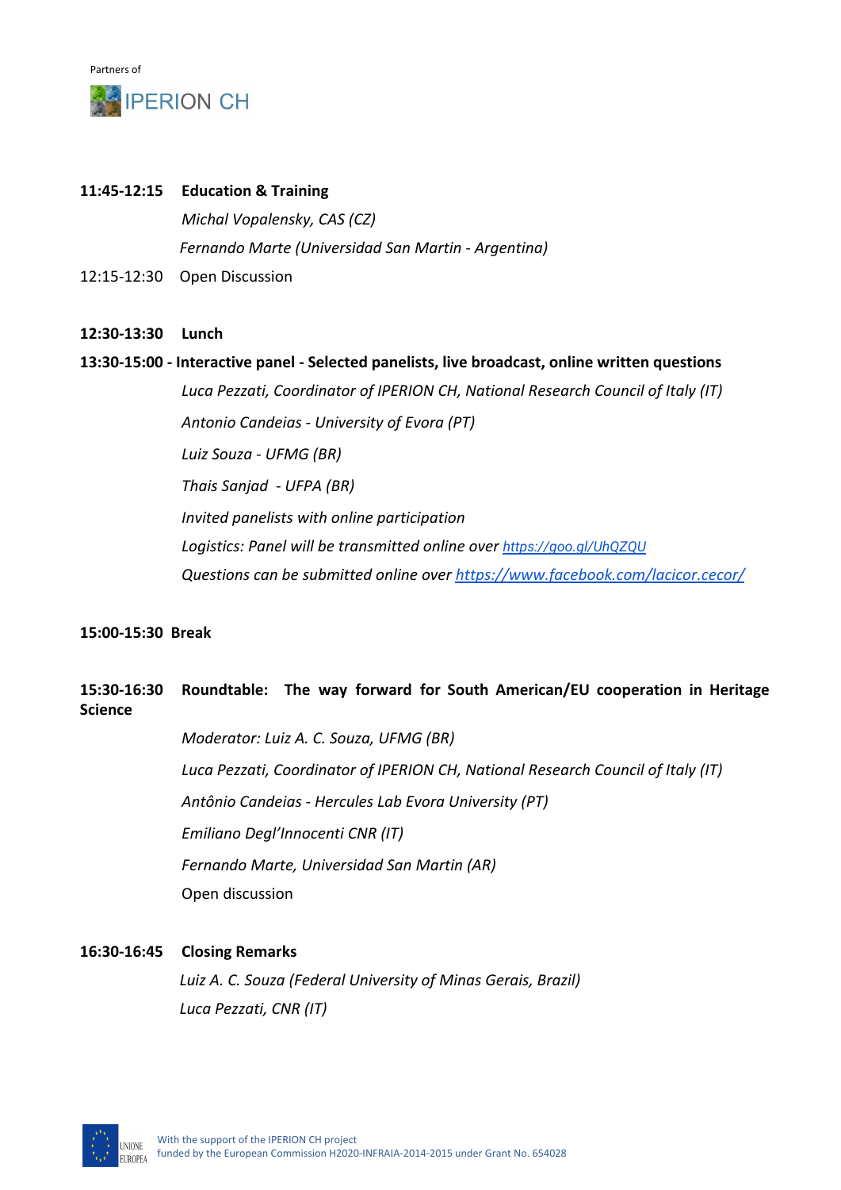Partners of

IPERION CH

**11:45-12:15 Education & Training**

*Michal Vopalensky, CAS (CZ)*

*Fernando Marte (Universidad San Martin - Argentina)*

12:15-12:30 Open Discussion

**12:30-13:30 Lunch**

**13:30-15:00 - Interactive panel - Selected panelists, live broadcast, online written questions**

*Luca Pezzati, Coordinator of IPERION CH, National Research Council of Italy (IT)*

*Antonio Candeias - University of Evora (PT)*

*Luiz Souza - UFMG (BR)*

*Thais Sanjad - UFPA (BR)*

*Invited panelists with online participation*

*Logistics: Panel will be transmitted online over https://goo.gl/UhQZQU*

*Questions can be submitted online over https://www.facebook.com/lacicor.cecor/*

**15:00-15:30 Break**

**15:30-16:30 Roundtable: The way forward for South American/EU cooperation in Heritage Science**

*Moderator: Luiz A. C. Souza, UFMG (BR)*

*Luca Pezzati, Coordinator of IPERION CH, National Research Council of Italy (IT)*

*Antônio Candeias - Hercules Lab Evora University (PT)*

*Emiliano Degl'Innocenti CNR (IT)*

*Fernando Marte, Universidad San Martin (AR)*

Open discussion

**16:30-16:45 Closing Remarks**

*Luiz A. C. Souza (Federal University of Minas Gerais, Brazil)*

*Luca Pezzati, CNR (IT)*

UNIONE EUROPEA

With the support of the IPERION CH project
funded by the European Commission H2020-INFRAIA-2014-2015 under Grant No. 654028